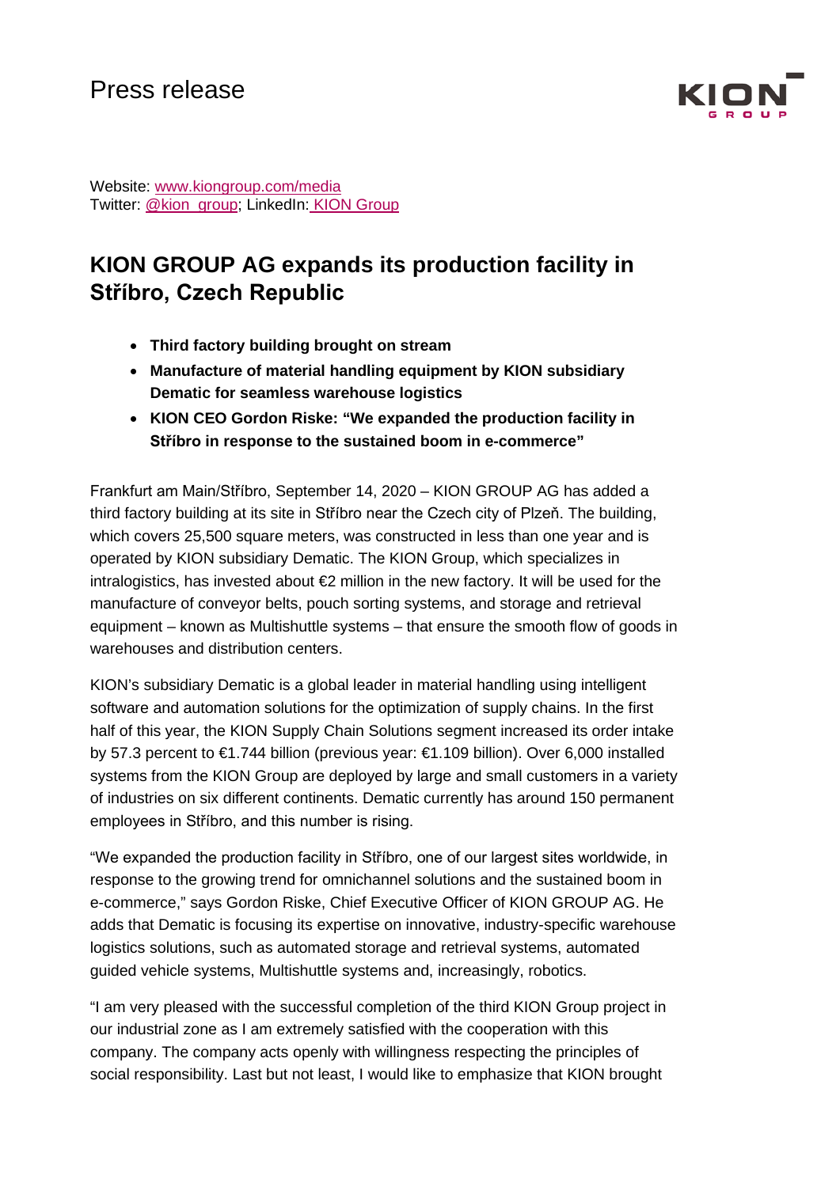Press release

Website: [www.kiongroup.com/media](www.kiongroup.com/media)
Twitter: [@kion_group](@kion_group); LinkedIn: [KION Group](KION Group)

# KION GROUP AG expands its production facility in Stříbro, Czech Republic

- **Third factory building brought on stream**
- **Manufacture of material handling equipment by KION subsidiary Dematic for seamless warehouse logistics**
- **KION CEO Gordon Riske: "We expanded the production facility in Stříbro in response to the sustained boom in e-commerce"**

Frankfurt am Main/Stříbro, September 14, 2020 – KION GROUP AG has added a third factory building at its site in Stříbro near the Czech city of Plzeň. The building, which covers 25,500 square meters, was constructed in less than one year and is operated by KION subsidiary Dematic. The KION Group, which specializes in intralogistics, has invested about €2 million in the new factory. It will be used for the manufacture of conveyor belts, pouch sorting systems, and storage and retrieval equipment – known as Multishuttle systems – that ensure the smooth flow of goods in warehouses and distribution centers.

KION's subsidiary Dematic is a global leader in material handling using intelligent software and automation solutions for the optimization of supply chains. In the first half of this year, the KION Supply Chain Solutions segment increased its order intake by 57.3 percent to €1.744 billion (previous year: €1.109 billion). Over 6,000 installed systems from the KION Group are deployed by large and small customers in a variety of industries on six different continents. Dematic currently has around 150 permanent employees in Stříbro, and this number is rising.

"We expanded the production facility in Stříbro, one of our largest sites worldwide, in response to the growing trend for omnichannel solutions and the sustained boom in e-commerce," says Gordon Riske, Chief Executive Officer of KION GROUP AG. He adds that Dematic is focusing its expertise on innovative, industry-specific warehouse logistics solutions, such as automated storage and retrieval systems, automated guided vehicle systems, Multishuttle systems and, increasingly, robotics.

"I am very pleased with the successful completion of the third KION Group project in our industrial zone as I am extremely satisfied with the cooperation with this company. The company acts openly with willingness respecting the principles of social responsibility. Last but not least, I would like to emphasize that KION brought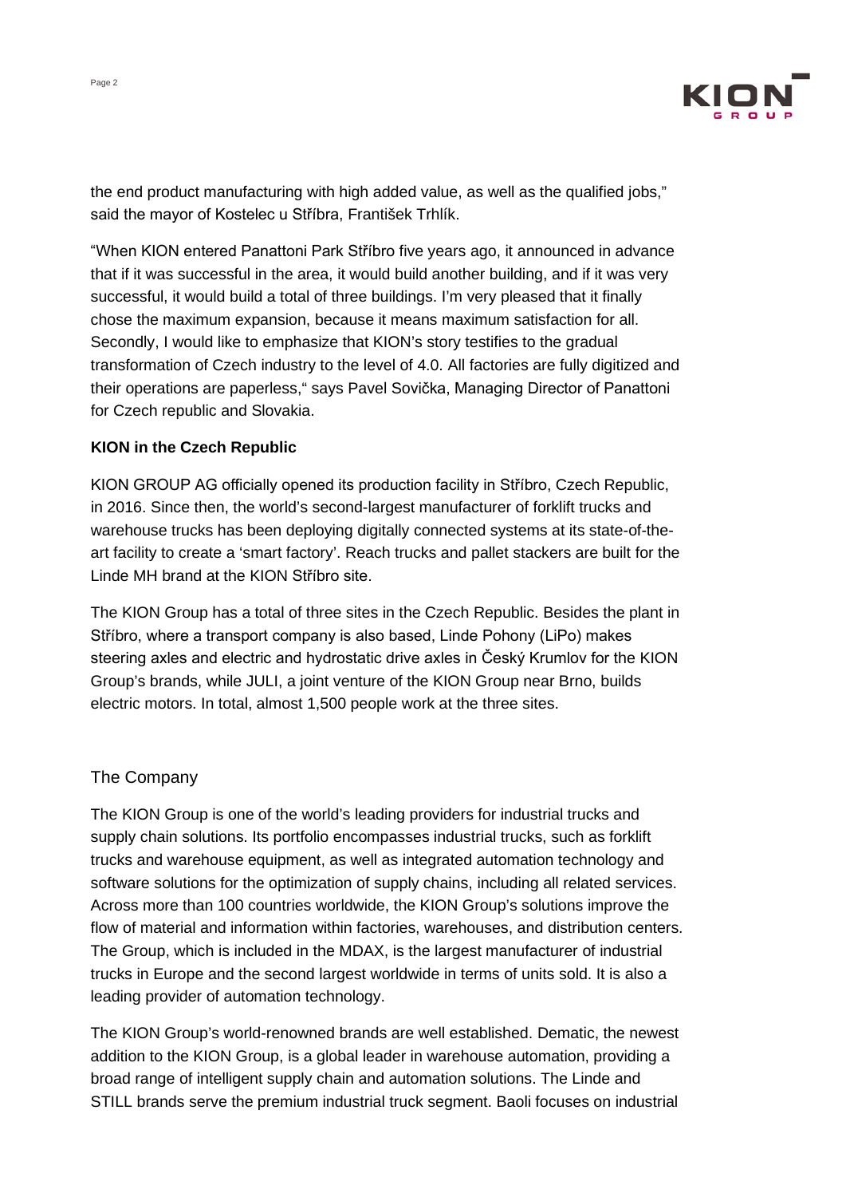the end product manufacturing with high added value, as well as the qualified jobs," said the mayor of Kostelec u Stříbra, František Trhlík.

"When KION entered Panattoni Park Stříbro five years ago, it announced in advance that if it was successful in the area, it would build another building, and if it was very successful, it would build a total of three buildings. I'm very pleased that it finally chose the maximum expansion, because it means maximum satisfaction for all. Secondly, I would like to emphasize that KION's story testifies to the gradual transformation of Czech industry to the level of 4.0. All factories are fully digitized and their operations are paperless," says Pavel Sovička, Managing Director of Panattoni for Czech republic and Slovakia.

**KION in the Czech Republic**

KION GROUP AG officially opened its production facility in Stříbro, Czech Republic, in 2016. Since then, the world's second-largest manufacturer of forklift trucks and warehouse trucks has been deploying digitally connected systems at its state-of-the-art facility to create a 'smart factory'. Reach trucks and pallet stackers are built for the Linde MH brand at the KION Stříbro site.

The KION Group has a total of three sites in the Czech Republic. Besides the plant in Stříbro, where a transport company is also based, Linde Pohony (LiPo) makes steering axles and electric and hydrostatic drive axles in Český Krumlov for the KION Group's brands, while JULI, a joint venture of the KION Group near Brno, builds electric motors. In total, almost 1,500 people work at the three sites.

## The Company

The KION Group is one of the world's leading providers for industrial trucks and supply chain solutions. Its portfolio encompasses industrial trucks, such as forklift trucks and warehouse equipment, as well as integrated automation technology and software solutions for the optimization of supply chains, including all related services. Across more than 100 countries worldwide, the KION Group's solutions improve the flow of material and information within factories, warehouses, and distribution centers. The Group, which is included in the MDAX, is the largest manufacturer of industrial trucks in Europe and the second largest worldwide in terms of units sold. It is also a leading provider of automation technology.

The KION Group's world-renowned brands are well established. Dematic, the newest addition to the KION Group, is a global leader in warehouse automation, providing a broad range of intelligent supply chain and automation solutions. The Linde and STILL brands serve the premium industrial truck segment. Baoli focuses on industrial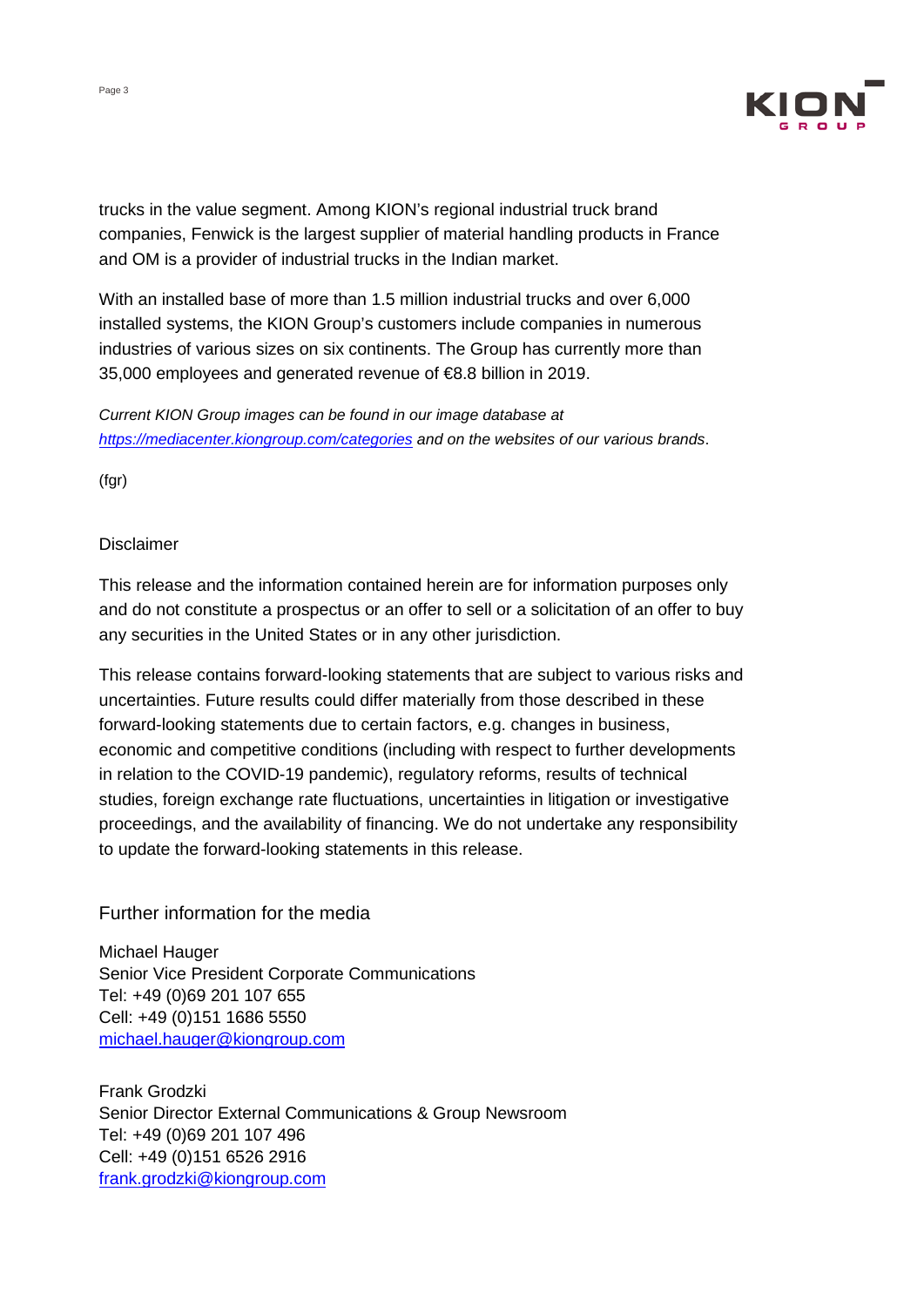trucks in the value segment. Among KION's regional industrial truck brand companies, Fenwick is the largest supplier of material handling products in France and OM is a provider of industrial trucks in the Indian market.

With an installed base of more than 1.5 million industrial trucks and over 6,000 installed systems, the KION Group's customers include companies in numerous industries of various sizes on six continents. The Group has currently more than 35,000 employees and generated revenue of €8.8 billion in 2019.

*Current KION Group images can be found in our image database at [https://mediacenter.kiongroup.com/categories](https://mediacenter.kiongroup.com/categories) and on the websites of our various brands*.

(fgr)

Disclaimer

This release and the information contained herein are for information purposes only and do not constitute a prospectus or an offer to sell or a solicitation of an offer to buy any securities in the United States or in any other jurisdiction.

This release contains forward-looking statements that are subject to various risks and uncertainties. Future results could differ materially from those described in these forward-looking statements due to certain factors, e.g. changes in business, economic and competitive conditions (including with respect to further developments in relation to the COVID-19 pandemic), regulatory reforms, results of technical studies, foreign exchange rate fluctuations, uncertainties in litigation or investigative proceedings, and the availability of financing. We do not undertake any responsibility to update the forward-looking statements in this release.

## Further information for the media

Michael Hauger
Senior Vice President Corporate Communications
Tel: +49 (0)69 201 107 655
Cell: +49 (0)151 1686 5550
[michael.hauger@kiongroup.com](mailto:michael.hauger@kiongroup.com)

Frank Grodzki
Senior Director External Communications & Group Newsroom
Tel: +49 (0)69 201 107 496
Cell: +49 (0)151 6526 2916
[frank.grodzki@kiongroup.com](mailto:frank.grodzki@kiongroup.com)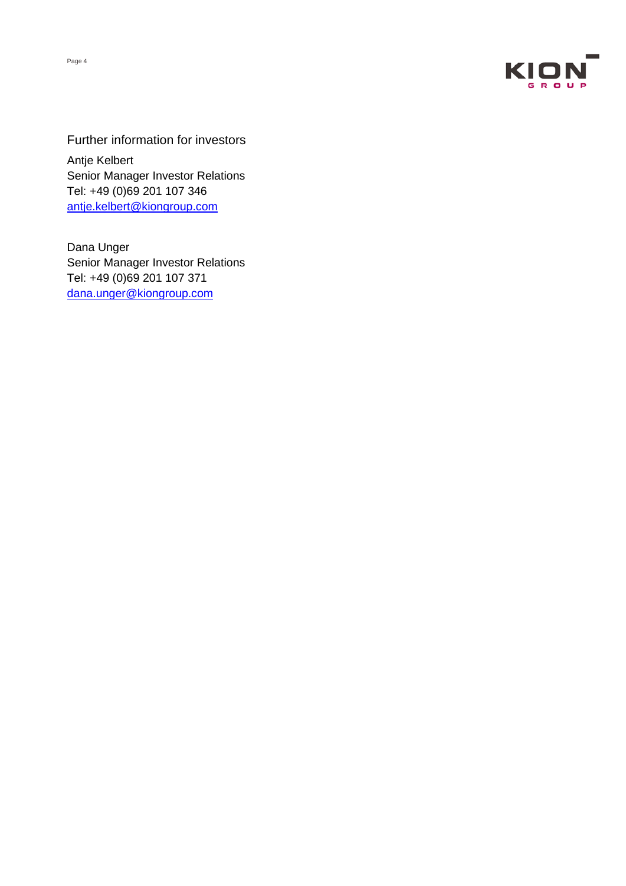Further information for investors

Antje Kelbert
Senior Manager Investor Relations
Tel: +49 (0)69 201 107 346
antje.kelbert@kiongroup.com

Dana Unger
Senior Manager Investor Relations
Tel: +49 (0)69 201 107 371
dana.unger@kiongroup.com